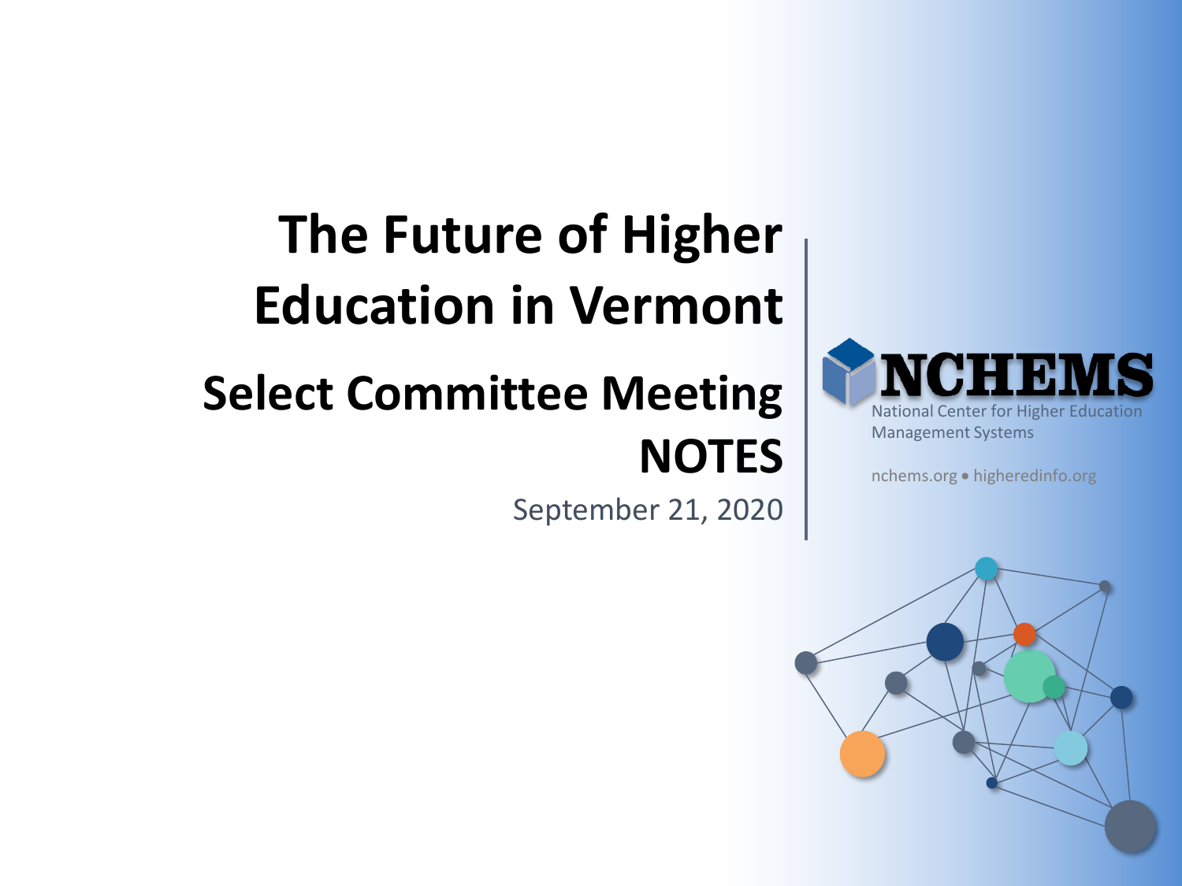# The Future of Higher Education in Vermont

## Select Committee Meeting NOTES

September 21, 2020

NCHEMS

National Center for Higher Education Management Systems

nchems.org • higheredinfo.org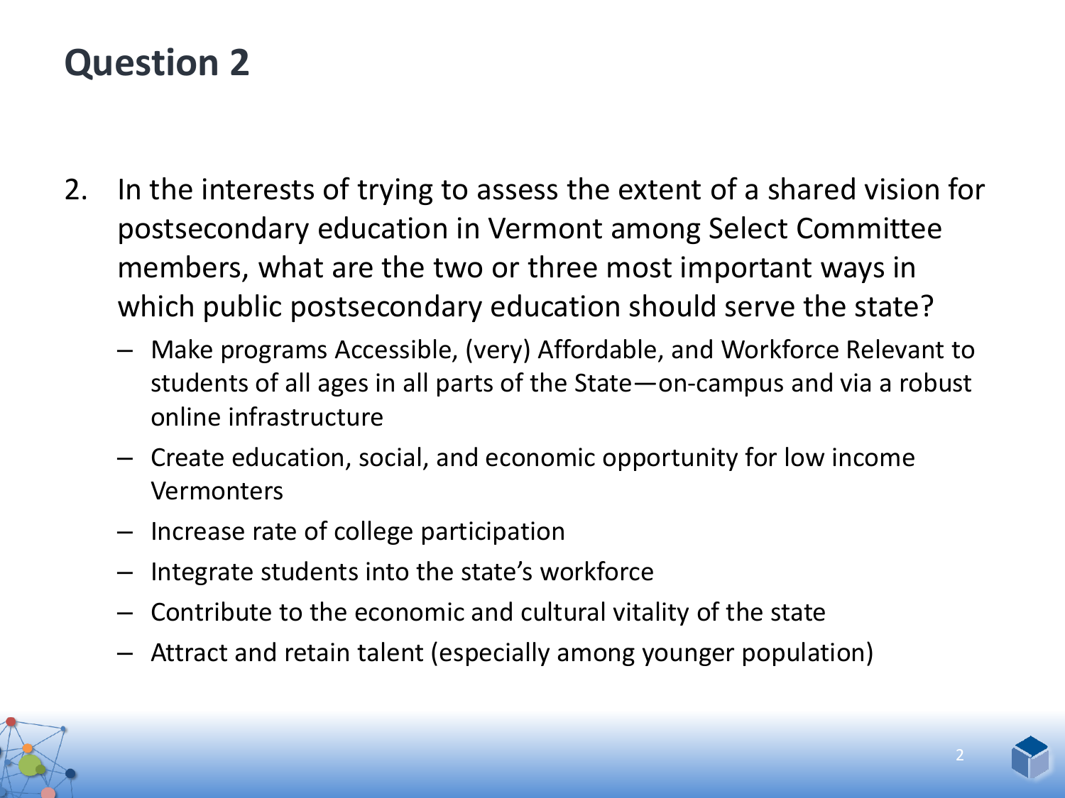# Question 2

2. In the interests of trying to assess the extent of a shared vision for postsecondary education in Vermont among Select Committee members, what are the two or three most important ways in which public postsecondary education should serve the state?
   - Make programs Accessible, (very) Affordable, and Workforce Relevant to students of all ages in all parts of the State—on-campus and via a robust online infrastructure
   - Create education, social, and economic opportunity for low income Vermonters
   - Increase rate of college participation
   - Integrate students into the state's workforce
   - Contribute to the economic and cultural vitality of the state
   - Attract and retain talent (especially among younger population)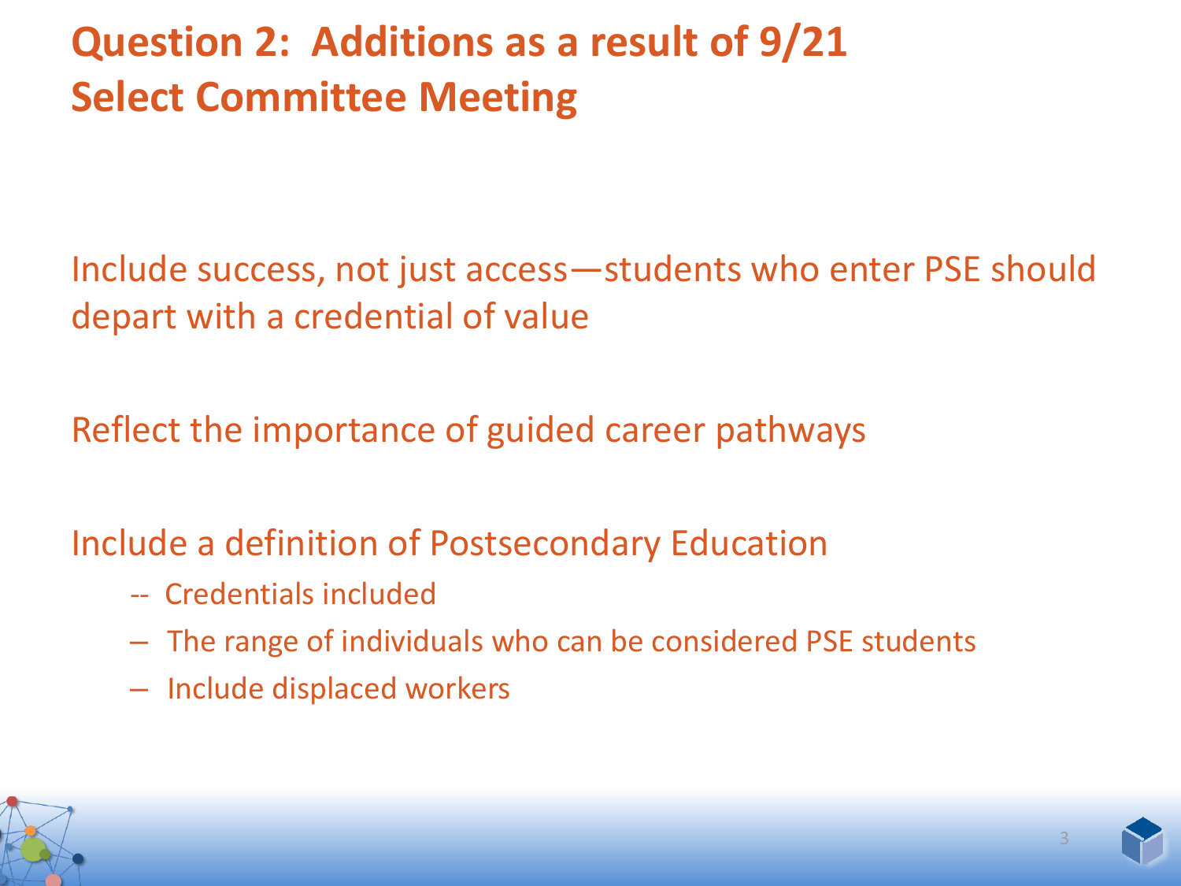# Question 2: Additions as a result of 9/21 Select Committee Meeting

Include success, not just access—students who enter PSE should depart with a credential of value

Reflect the importance of guided career pathways

Include a definition of Postsecondary Education

- Credentials included
- The range of individuals who can be considered PSE students
- Include displaced workers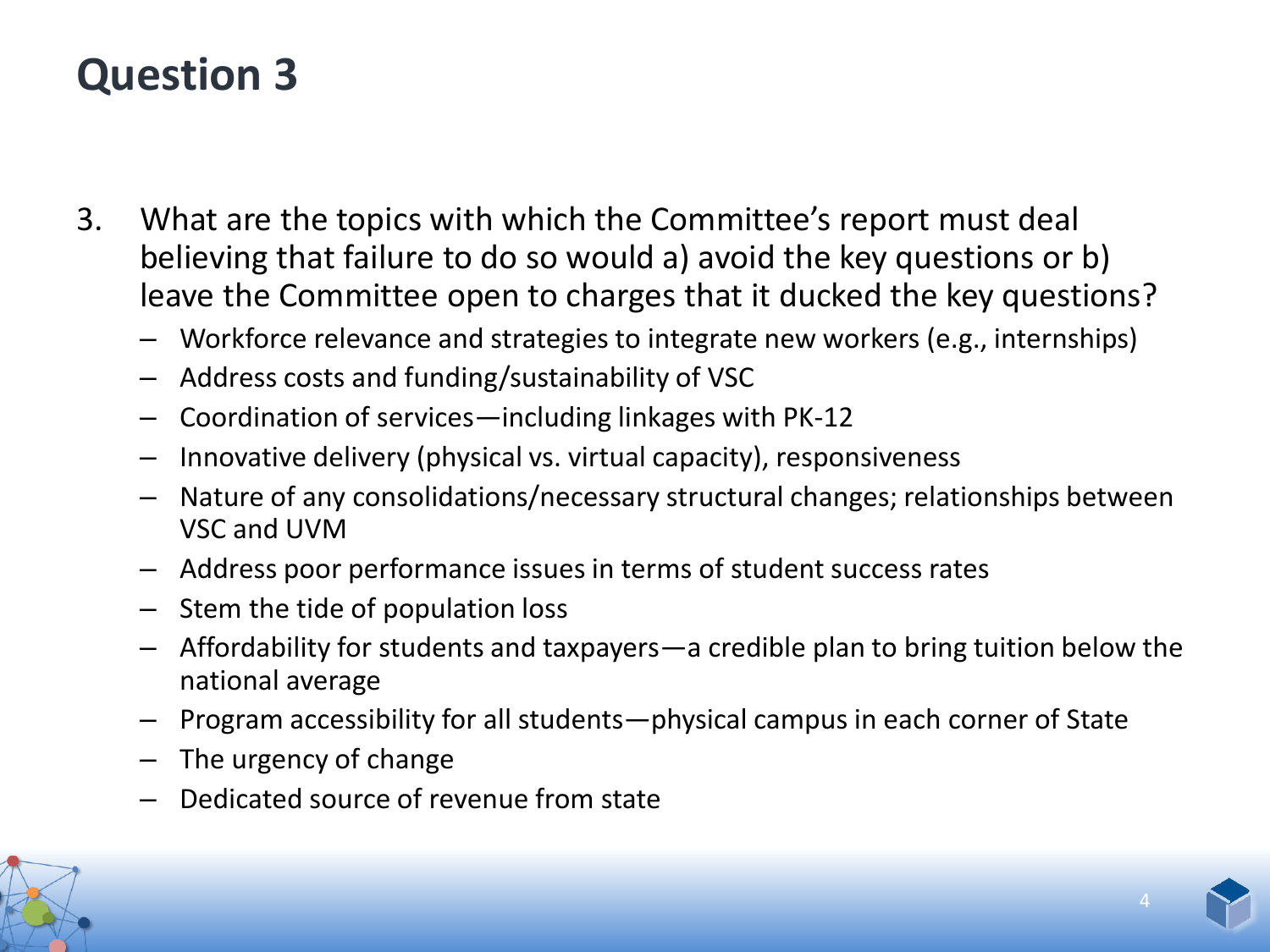# Question 3

3. What are the topics with which the Committee's report must deal believing that failure to do so would a) avoid the key questions or b) leave the Committee open to charges that it ducked the key questions?
   - Workforce relevance and strategies to integrate new workers (e.g., internships)
   - Address costs and funding/sustainability of VSC
   - Coordination of services—including linkages with PK-12
   - Innovative delivery (physical vs. virtual capacity), responsiveness
   - Nature of any consolidations/necessary structural changes; relationships between VSC and UVM
   - Address poor performance issues in terms of student success rates
   - Stem the tide of population loss
   - Affordability for students and taxpayers—a credible plan to bring tuition below the national average
   - Program accessibility for all students—physical campus in each corner of State
   - The urgency of change
   - Dedicated source of revenue from state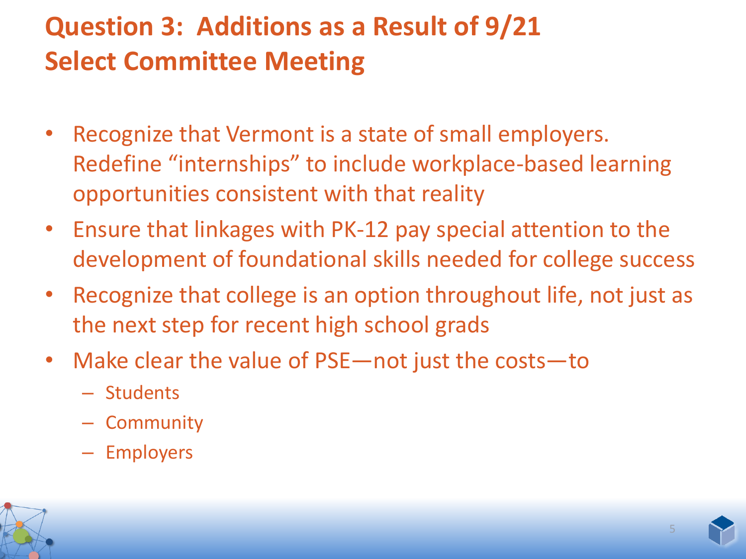# Question 3: Additions as a Result of 9/21 Select Committee Meeting

- Recognize that Vermont is a state of small employers. Redefine “internships” to include workplace-based learning opportunities consistent with that reality
- Ensure that linkages with PK-12 pay special attention to the development of foundational skills needed for college success
- Recognize that college is an option throughout life, not just as the next step for recent high school grads
- Make clear the value of PSE—not just the costs—to
  - Students
  - Community
  - Employers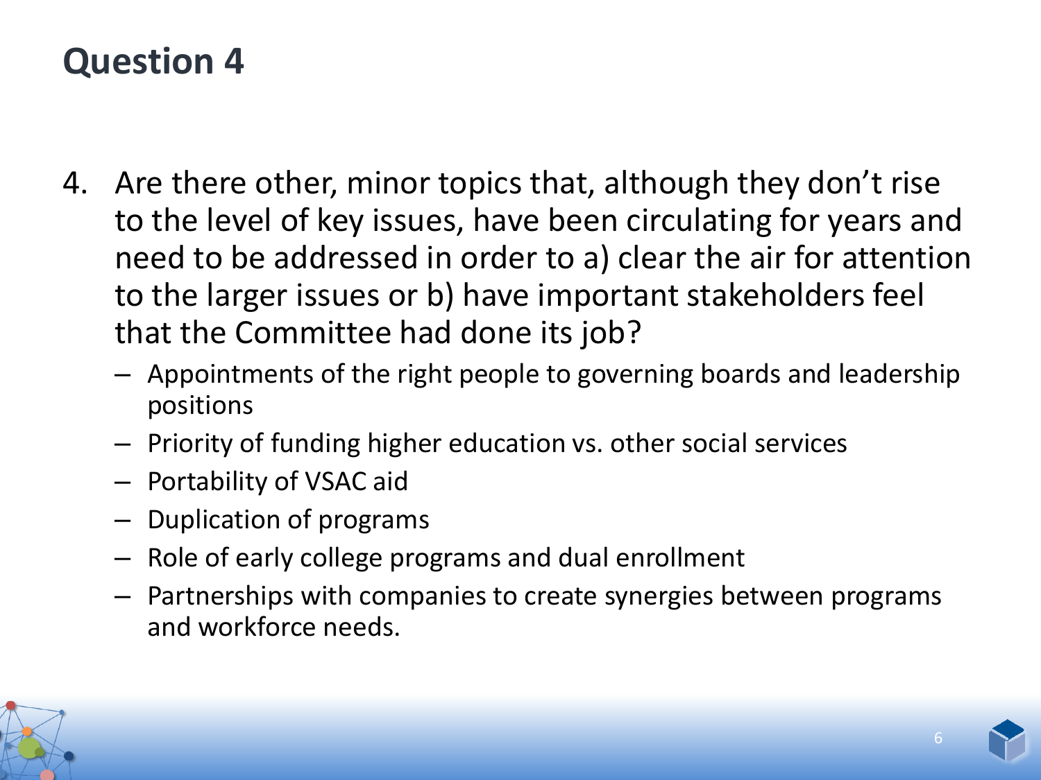# Question 4

4. Are there other, minor topics that, although they don't rise to the level of key issues, have been circulating for years and need to be addressed in order to a) clear the air for attention to the larger issues or b) have important stakeholders feel that the Committee had done its job?
   - Appointments of the right people to governing boards and leadership positions
   - Priority of funding higher education vs. other social services
   - Portability of VSAC aid
   - Duplication of programs
   - Role of early college programs and dual enrollment
   - Partnerships with companies to create synergies between programs and workforce needs.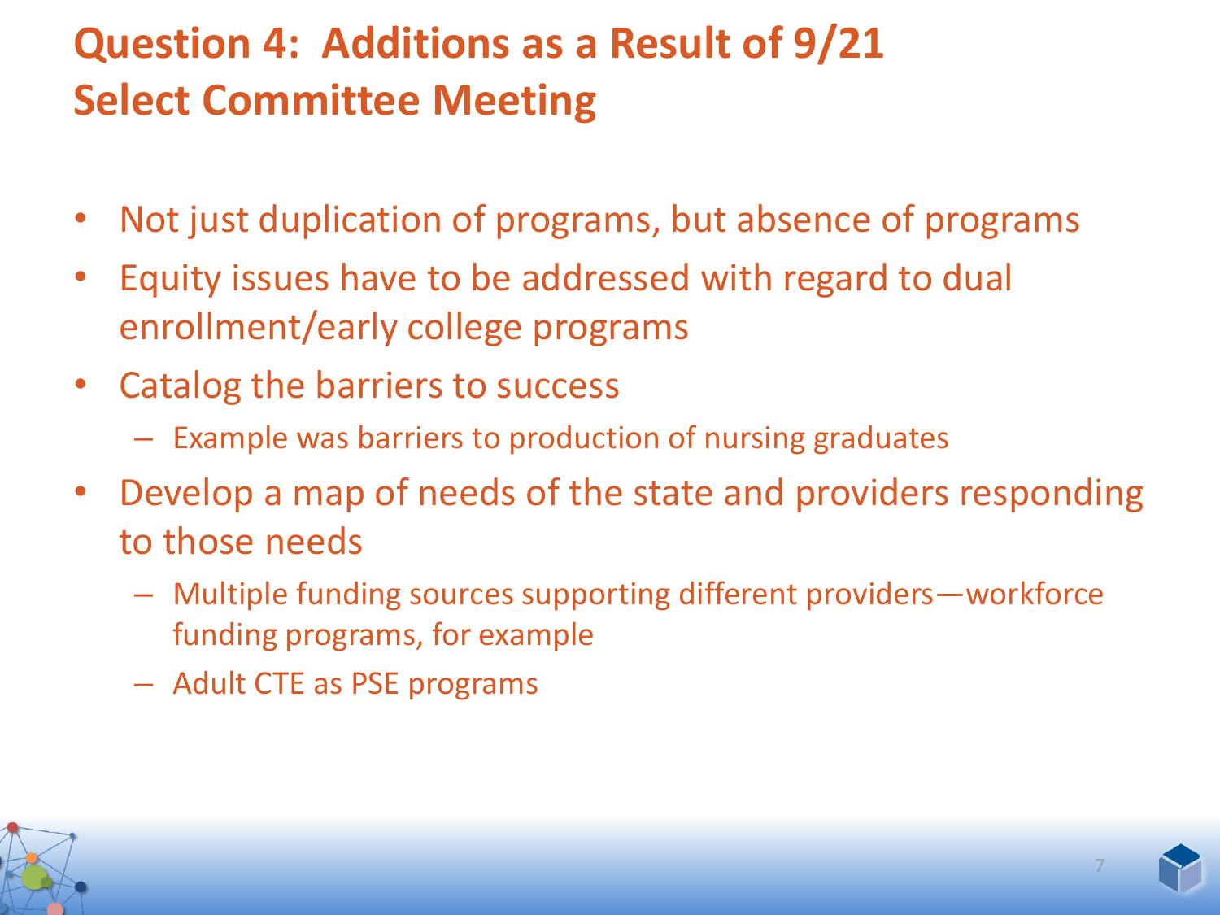# Question 4: Additions as a Result of 9/21 Select Committee Meeting

- Not just duplication of programs, but absence of programs
- Equity issues have to be addressed with regard to dual enrollment/early college programs
- Catalog the barriers to success
  - Example was barriers to production of nursing graduates
- Develop a map of needs of the state and providers responding to those needs
  - Multiple funding sources supporting different providers—workforce funding programs, for example
  - Adult CTE as PSE programs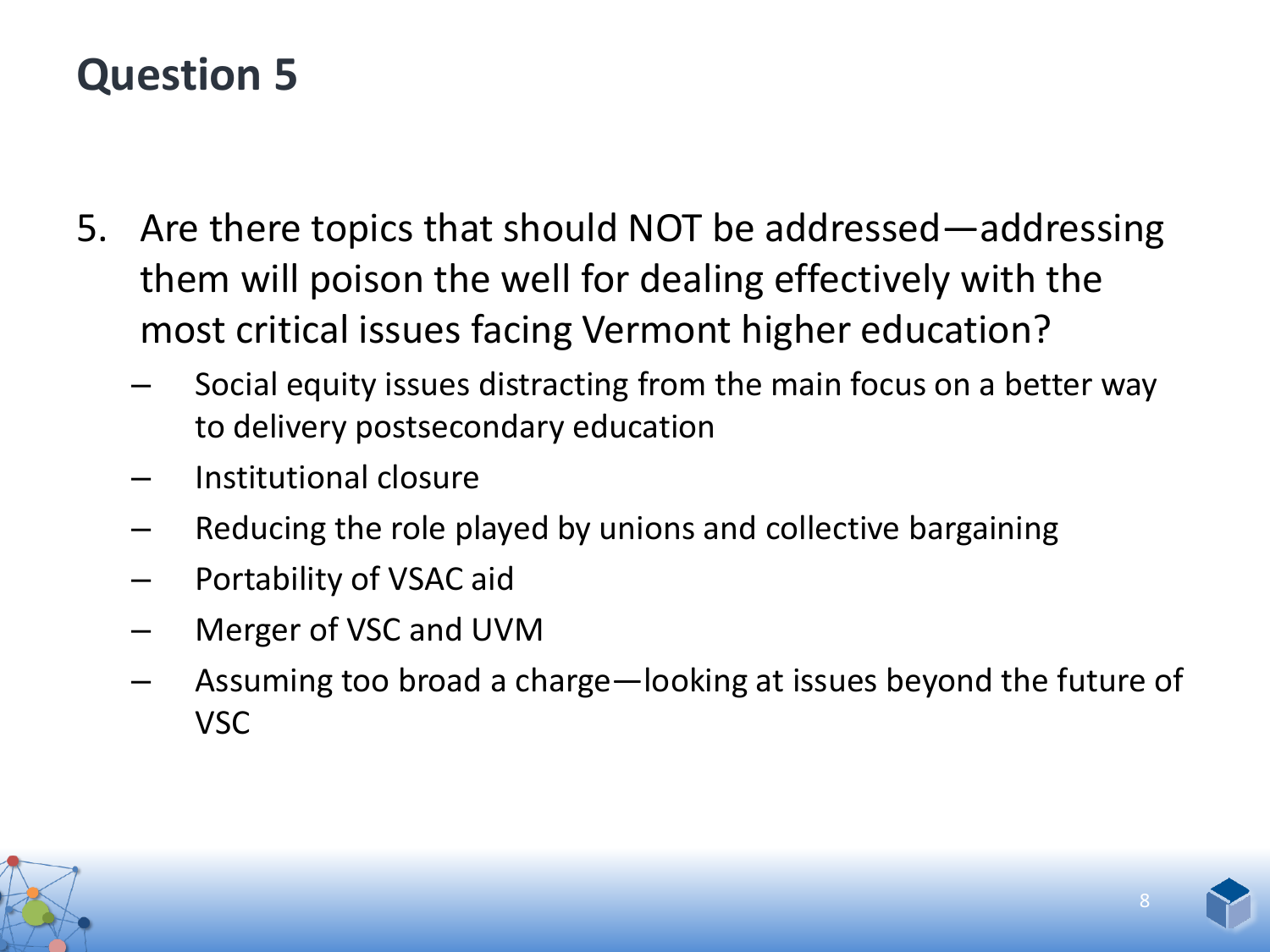# Question 5

5. Are there topics that should NOT be addressed—addressing them will poison the well for dealing effectively with the most critical issues facing Vermont higher education?
   - Social equity issues distracting from the main focus on a better way to delivery postsecondary education
   - Institutional closure
   - Reducing the role played by unions and collective bargaining
   - Portability of VSAC aid
   - Merger of VSC and UVM
   - Assuming too broad a charge—looking at issues beyond the future of VSC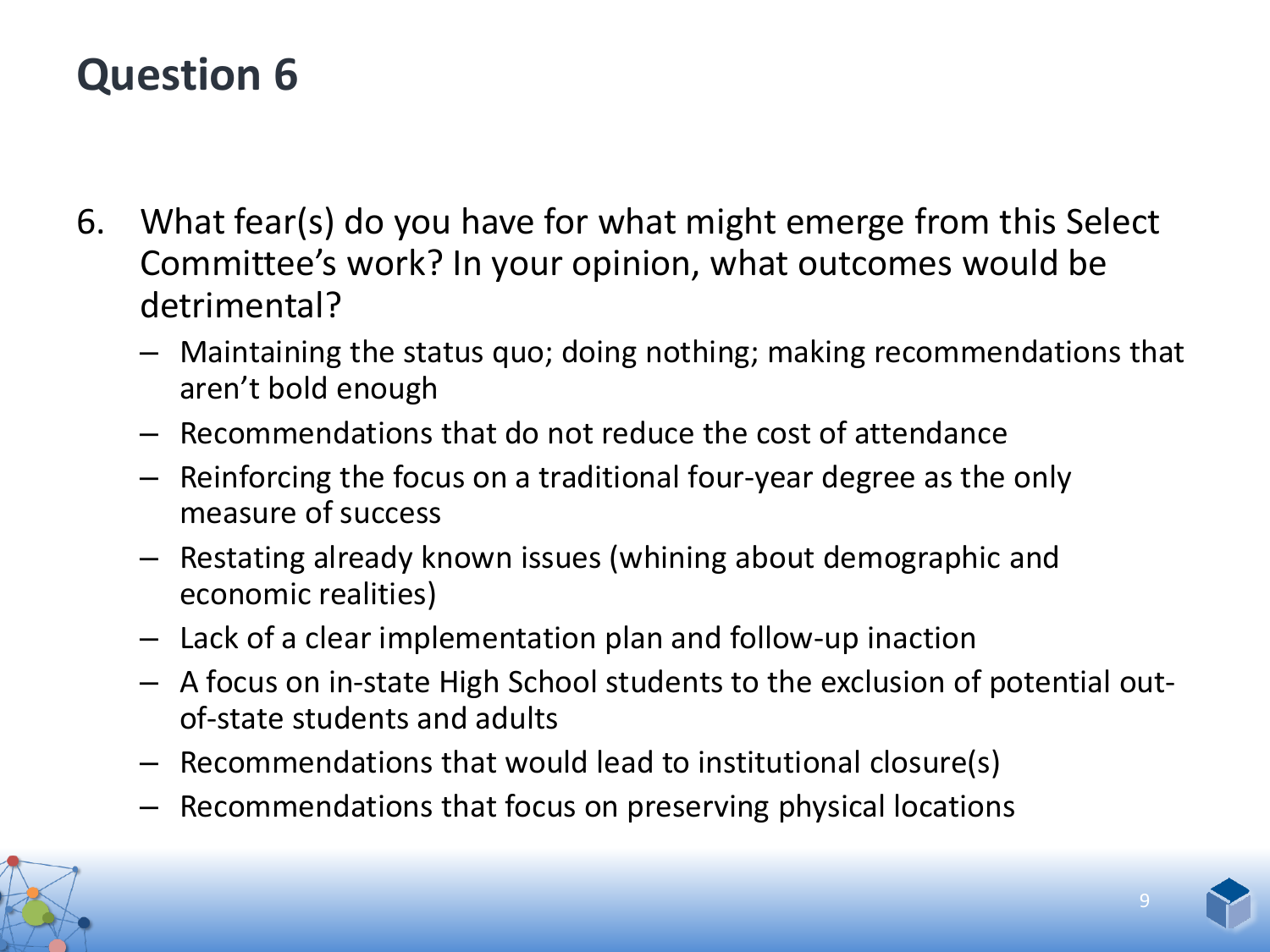# Question 6

6. What fear(s) do you have for what might emerge from this Select Committee's work? In your opinion, what outcomes would be detrimental?
   - Maintaining the status quo; doing nothing; making recommendations that aren't bold enough
   - Recommendations that do not reduce the cost of attendance
   - Reinforcing the focus on a traditional four-year degree as the only measure of success
   - Restating already known issues (whining about demographic and economic realities)
   - Lack of a clear implementation plan and follow-up inaction
   - A focus on in-state High School students to the exclusion of potential out-of-state students and adults
   - Recommendations that would lead to institutional closure(s)
   - Recommendations that focus on preserving physical locations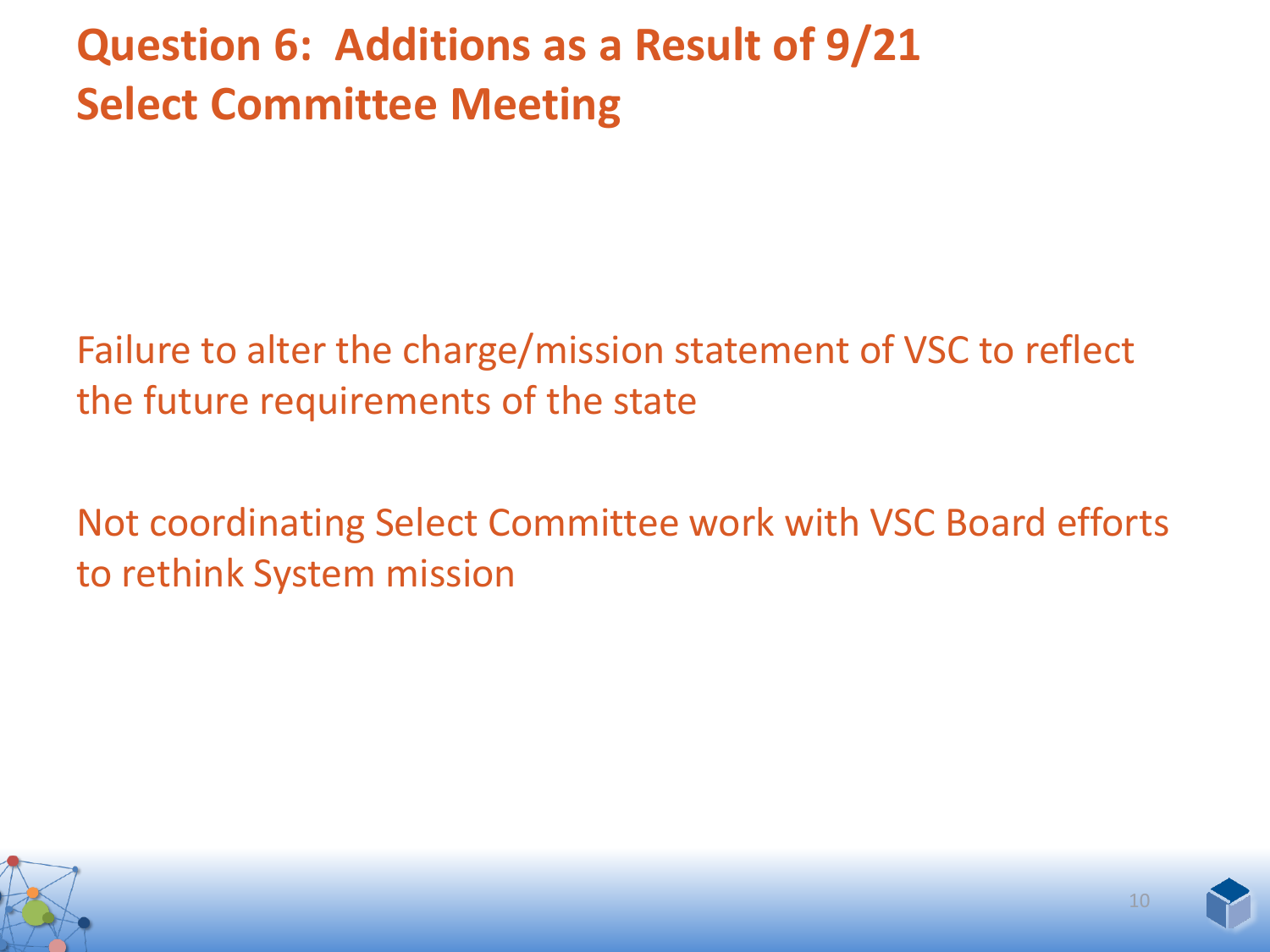# Question 6: Additions as a Result of 9/21 Select Committee Meeting

Failure to alter the charge/mission statement of VSC to reflect the future requirements of the state

Not coordinating Select Committee work with VSC Board efforts to rethink System mission